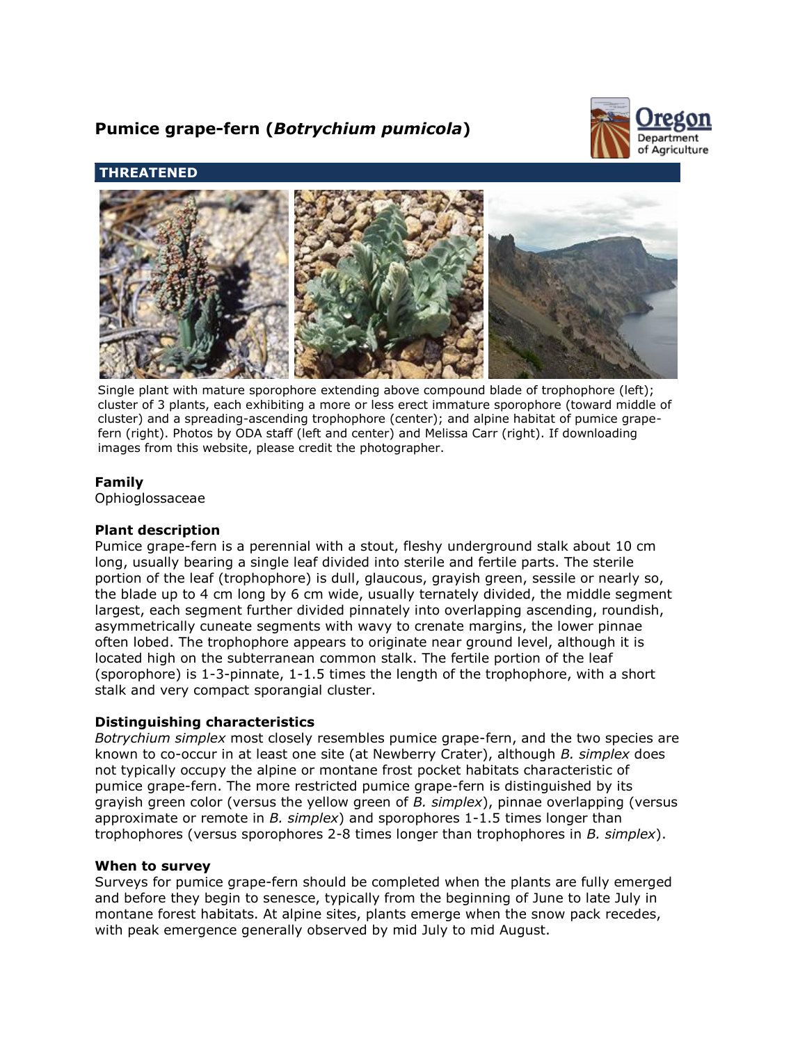# Pumice grape-fern (*Botrychium pumicola*)

**THREATENED**

Single plant with mature sporophore extending above compound blade of trophophore (left); cluster of 3 plants, each exhibiting a more or less erect immature sporophore (toward middle of cluster) and a spreading-ascending trophophore (center); and alpine habitat of pumice grape-fern (right). Photos by ODA staff (left and center) and Melissa Carr (right). If downloading images from this website, please credit the photographer.

### Family

Ophioglossaceae

### Plant description

Pumice grape-fern is a perennial with a stout, fleshy underground stalk about 10 cm long, usually bearing a single leaf divided into sterile and fertile parts. The sterile portion of the leaf (trophophore) is dull, glaucous, grayish green, sessile or nearly so, the blade up to 4 cm long by 6 cm wide, usually ternately divided, the middle segment largest, each segment further divided pinnately into overlapping ascending, roundish, asymmetrically cuneate segments with wavy to crenate margins, the lower pinnae often lobed. The trophophore appears to originate near ground level, although it is located high on the subterranean common stalk. The fertile portion of the leaf (sporophore) is 1-3-pinnate, 1-1.5 times the length of the trophophore, with a short stalk and very compact sporangial cluster.

### Distinguishing characteristics

*Botrychium simplex* most closely resembles pumice grape-fern, and the two species are known to co-occur in at least one site (at Newberry Crater), although *B. simplex* does not typically occupy the alpine or montane frost pocket habitats characteristic of pumice grape-fern. The more restricted pumice grape-fern is distinguished by its grayish green color (versus the yellow green of *B. simplex*), pinnae overlapping (versus approximate or remote in *B. simplex*) and sporophores 1-1.5 times longer than trophophores (versus sporophores 2-8 times longer than trophophores in *B. simplex*).

### When to survey

Surveys for pumice grape-fern should be completed when the plants are fully emerged and before they begin to senesce, typically from the beginning of June to late July in montane forest habitats. At alpine sites, plants emerge when the snow pack recedes, with peak emergence generally observed by mid July to mid August.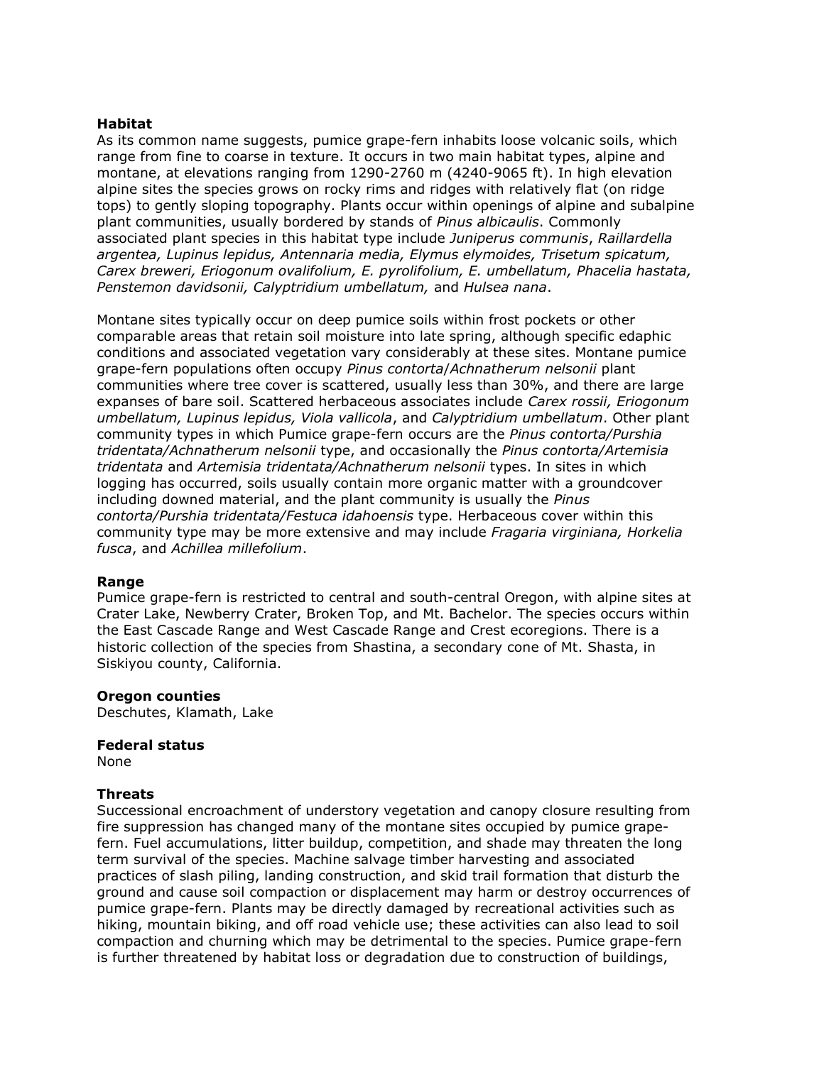**Habitat**

As its common name suggests, pumice grape-fern inhabits loose volcanic soils, which range from fine to coarse in texture. It occurs in two main habitat types, alpine and montane, at elevations ranging from 1290-2760 m (4240-9065 ft). In high elevation alpine sites the species grows on rocky rims and ridges with relatively flat (on ridge tops) to gently sloping topography. Plants occur within openings of alpine and subalpine plant communities, usually bordered by stands of *Pinus albicaulis*. Commonly associated plant species in this habitat type include *Juniperus communis*, *Raillardella argentea, Lupinus lepidus, Antennaria media, Elymus elymoides, Trisetum spicatum, Carex breweri, Eriogonum ovalifolium, E. pyrolifolium, E. umbellatum, Phacelia hastata, Penstemon davidsonii, Calyptridium umbellatum,* and *Hulsea nana*.

Montane sites typically occur on deep pumice soils within frost pockets or other comparable areas that retain soil moisture into late spring, although specific edaphic conditions and associated vegetation vary considerably at these sites. Montane pumice grape-fern populations often occupy *Pinus contorta*/*Achnatherum nelsonii* plant communities where tree cover is scattered, usually less than 30%, and there are large expanses of bare soil. Scattered herbaceous associates include *Carex rossii, Eriogonum umbellatum, Lupinus lepidus, Viola vallicola*, and *Calyptridium umbellatum*. Other plant community types in which Pumice grape-fern occurs are the *Pinus contorta/Purshia tridentata/Achnatherum nelsonii* type, and occasionally the *Pinus contorta/Artemisia tridentata* and *Artemisia tridentata/Achnatherum nelsonii* types. In sites in which logging has occurred, soils usually contain more organic matter with a groundcover including downed material, and the plant community is usually the *Pinus contorta/Purshia tridentata/Festuca idahoensis* type. Herbaceous cover within this community type may be more extensive and may include *Fragaria virginiana, Horkelia fusca*, and *Achillea millefolium*.

**Range**

Pumice grape-fern is restricted to central and south-central Oregon, with alpine sites at Crater Lake, Newberry Crater, Broken Top, and Mt. Bachelor. The species occurs within the East Cascade Range and West Cascade Range and Crest ecoregions. There is a historic collection of the species from Shastina, a secondary cone of Mt. Shasta, in Siskiyou county, California.

**Oregon counties**

Deschutes, Klamath, Lake

**Federal status**

None

**Threats**

Successional encroachment of understory vegetation and canopy closure resulting from fire suppression has changed many of the montane sites occupied by pumice grape-fern. Fuel accumulations, litter buildup, competition, and shade may threaten the long term survival of the species. Machine salvage timber harvesting and associated practices of slash piling, landing construction, and skid trail formation that disturb the ground and cause soil compaction or displacement may harm or destroy occurrences of pumice grape-fern. Plants may be directly damaged by recreational activities such as hiking, mountain biking, and off road vehicle use; these activities can also lead to soil compaction and churning which may be detrimental to the species. Pumice grape-fern is further threatened by habitat loss or degradation due to construction of buildings,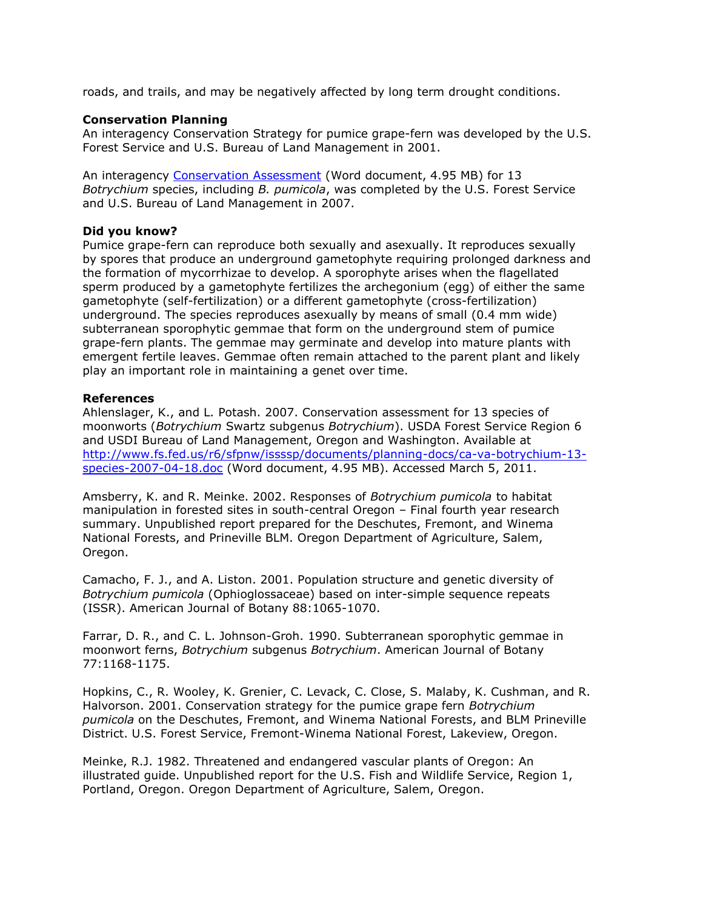roads, and trails, and may be negatively affected by long term drought conditions.

**Conservation Planning**
An interagency Conservation Strategy for pumice grape-fern was developed by the U.S. Forest Service and U.S. Bureau of Land Management in 2001.

An interagency [Conservation Assessment](http://www.fs.fed.us/r6/sfpnw/issssp/documents/planning-docs/ca-va-botrychium-13-species-2007-04-18.doc) (Word document, 4.95 MB) for 13 *Botrychium* species, including *B. pumicola*, was completed by the U.S. Forest Service and U.S. Bureau of Land Management in 2007.

**Did you know?**
Pumice grape-fern can reproduce both sexually and asexually. It reproduces sexually by spores that produce an underground gametophyte requiring prolonged darkness and the formation of mycorrhizae to develop. A sporophyte arises when the flagellated sperm produced by a gametophyte fertilizes the archegonium (egg) of either the same gametophyte (self-fertilization) or a different gametophyte (cross-fertilization) underground. The species reproduces asexually by means of small (0.4 mm wide) subterranean sporophytic gemmae that form on the underground stem of pumice grape-fern plants. The gemmae may germinate and develop into mature plants with emergent fertile leaves. Gemmae often remain attached to the parent plant and likely play an important role in maintaining a genet over time.

**References**
Ahlenslager, K., and L. Potash. 2007. Conservation assessment for 13 species of moonworts (*Botrychium* Swartz subgenus *Botrychium*). USDA Forest Service Region 6 and USDI Bureau of Land Management, Oregon and Washington. Available at [http://www.fs.fed.us/r6/sfpnw/issssp/documents/planning-docs/ca-va-botrychium-13-species-2007-04-18.doc](http://www.fs.fed.us/r6/sfpnw/issssp/documents/planning-docs/ca-va-botrychium-13-species-2007-04-18.doc) (Word document, 4.95 MB). Accessed March 5, 2011.

Amsberry, K. and R. Meinke. 2002. Responses of *Botrychium pumicola* to habitat manipulation in forested sites in south-central Oregon – Final fourth year research summary. Unpublished report prepared for the Deschutes, Fremont, and Winema National Forests, and Prineville BLM. Oregon Department of Agriculture, Salem, Oregon.

Camacho, F. J., and A. Liston. 2001. Population structure and genetic diversity of *Botrychium pumicola* (Ophioglossaceae) based on inter-simple sequence repeats (ISSR). American Journal of Botany 88:1065-1070.

Farrar, D. R., and C. L. Johnson-Groh. 1990. Subterranean sporophytic gemmae in moonwort ferns, *Botrychium* subgenus *Botrychium*. American Journal of Botany 77:1168-1175.

Hopkins, C., R. Wooley, K. Grenier, C. Levack, C. Close, S. Malaby, K. Cushman, and R. Halvorson. 2001. Conservation strategy for the pumice grape fern *Botrychium pumicola* on the Deschutes, Fremont, and Winema National Forests, and BLM Prineville District. U.S. Forest Service, Fremont-Winema National Forest, Lakeview, Oregon.

Meinke, R.J. 1982. Threatened and endangered vascular plants of Oregon: An illustrated guide. Unpublished report for the U.S. Fish and Wildlife Service, Region 1, Portland, Oregon. Oregon Department of Agriculture, Salem, Oregon.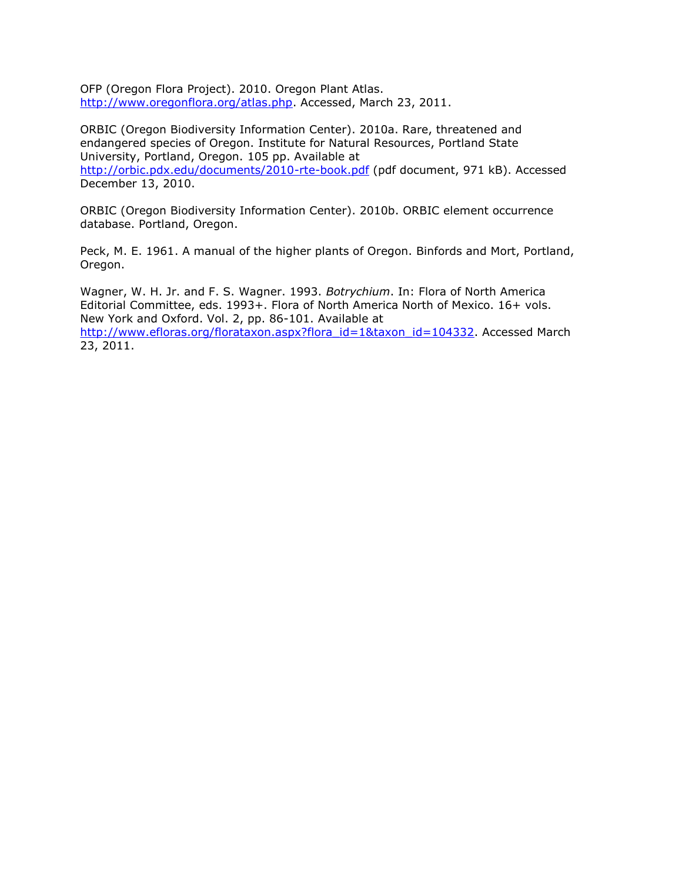OFP (Oregon Flora Project). 2010. Oregon Plant Atlas. http://www.oregonflora.org/atlas.php. Accessed, March 23, 2011.

ORBIC (Oregon Biodiversity Information Center). 2010a. Rare, threatened and endangered species of Oregon. Institute for Natural Resources, Portland State University, Portland, Oregon. 105 pp. Available at http://orbic.pdx.edu/documents/2010-rte-book.pdf (pdf document, 971 kB). Accessed December 13, 2010.

ORBIC (Oregon Biodiversity Information Center). 2010b. ORBIC element occurrence database. Portland, Oregon.

Peck, M. E. 1961. A manual of the higher plants of Oregon. Binfords and Mort, Portland, Oregon.

Wagner, W. H. Jr. and F. S. Wagner. 1993. *Botrychium*. In: Flora of North America Editorial Committee, eds. 1993+. Flora of North America North of Mexico. 16+ vols. New York and Oxford. Vol. 2, pp. 86-101. Available at http://www.efloras.org/florataxon.aspx?flora_id=1&taxon_id=104332. Accessed March 23, 2011.